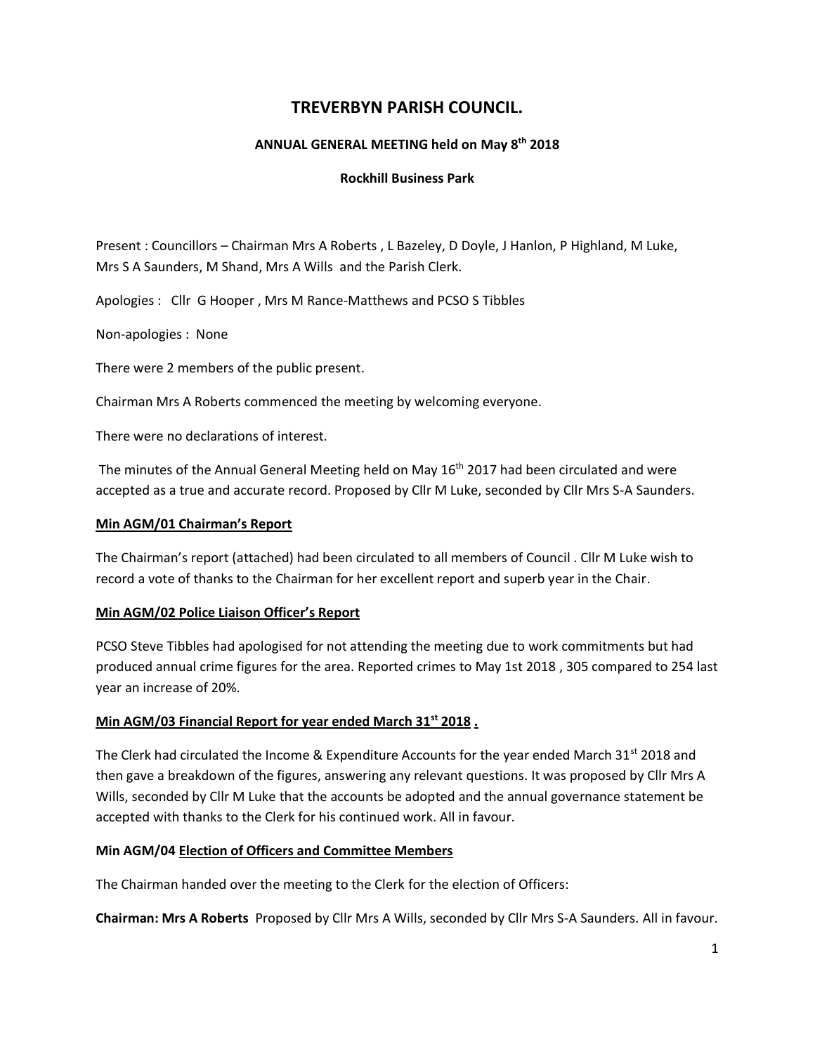# TREVERBYN PARISH COUNCIL.

## ANNUAL GENERAL MEETING held on May 8th 2018

### Rockhill Business Park

Present : Councillors – Chairman Mrs A Roberts , L Bazeley, D Doyle, J Hanlon, P Highland, M Luke, Mrs S A Saunders, M Shand, Mrs A Wills and the Parish Clerk.

Apologies : Cllr G Hooper , Mrs M Rance-Matthews and PCSO S Tibbles

Non-apologies : None

There were 2 members of the public present.

Chairman Mrs A Roberts commenced the meeting by welcoming everyone.

There were no declarations of interest.

The minutes of the Annual General Meeting held on May 16th 2017 had been circulated and were accepted as a true and accurate record. Proposed by Cllr M Luke, seconded by Cllr Mrs S-A Saunders.

**Min AGM/01 Chairman's Report**

The Chairman's report (attached) had been circulated to all members of Council . Cllr M Luke wish to record a vote of thanks to the Chairman for her excellent report and superb year in the Chair.

**Min AGM/02 Police Liaison Officer's Report**

PCSO Steve Tibbles had apologised for not attending the meeting due to work commitments but had produced annual crime figures for the area. Reported crimes to May 1st 2018 , 305 compared to 254 last year an increase of 20%.

**Min AGM/03 Financial Report for year ended March 31st 2018 .**

The Clerk had circulated the Income & Expenditure Accounts for the year ended March 31st 2018 and then gave a breakdown of the figures, answering any relevant questions. It was proposed by Cllr Mrs A Wills, seconded by Cllr M Luke that the accounts be adopted and the annual governance statement be accepted with thanks to the Clerk for his continued work. All in favour.

**Min AGM/04 Election of Officers and Committee Members**

The Chairman handed over the meeting to the Clerk for the election of Officers:

**Chairman: Mrs A Roberts** Proposed by Cllr Mrs A Wills, seconded by Cllr Mrs S-A Saunders. All in favour.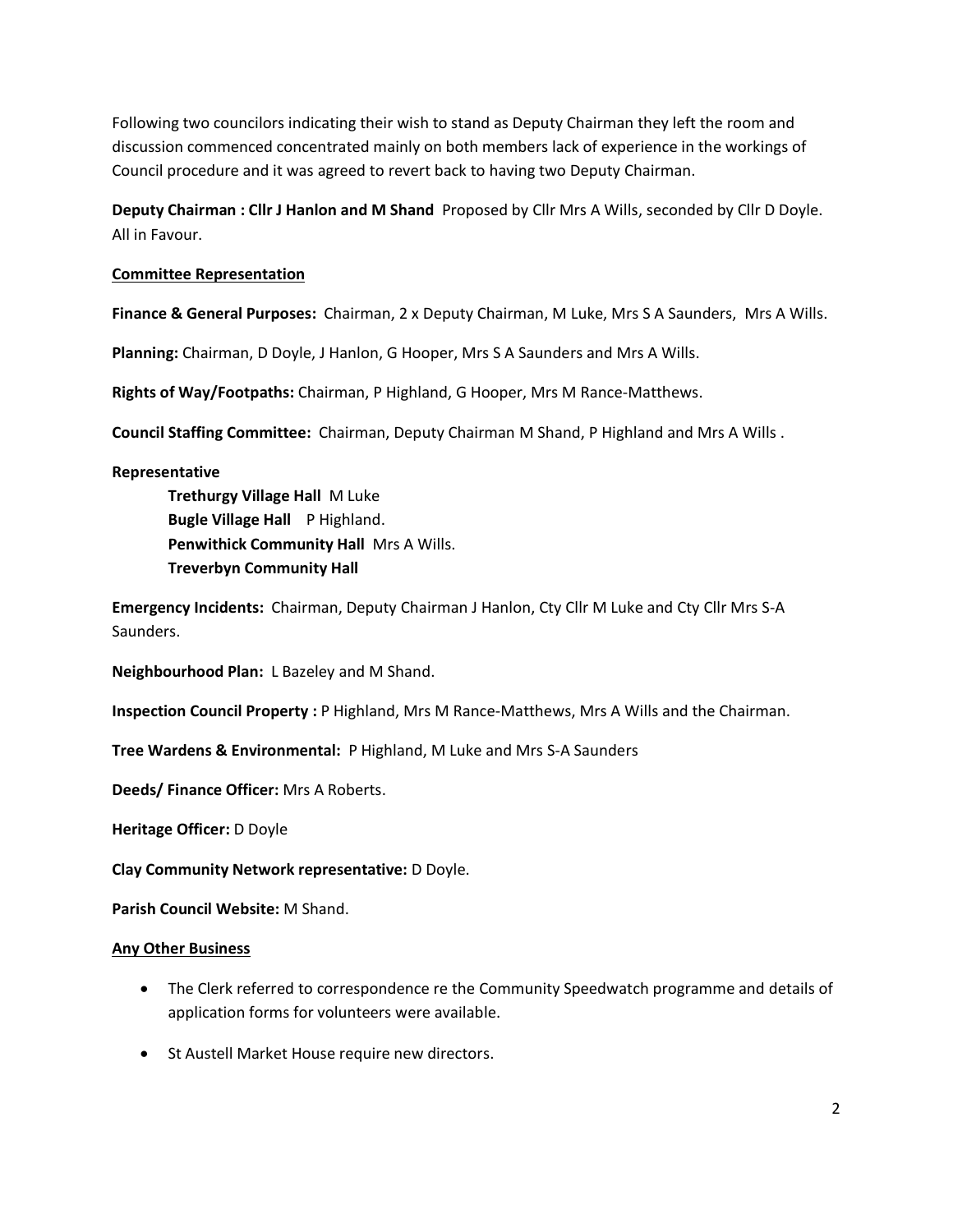Following two councilors indicating their wish to stand as Deputy Chairman they left the room and discussion commenced concentrated mainly on both members lack of experience in the workings of Council procedure and it was agreed to revert back to having two Deputy Chairman.

**Deputy Chairman : Cllr J Hanlon and M Shand** Proposed by Cllr Mrs A Wills, seconded by Cllr D Doyle. All in Favour.

**Committee Representation**

**Finance & General Purposes:** Chairman, 2 x Deputy Chairman, M Luke, Mrs S A Saunders, Mrs A Wills.

**Planning:** Chairman, D Doyle, J Hanlon, G Hooper, Mrs S A Saunders and Mrs A Wills.

**Rights of Way/Footpaths:** Chairman, P Highland, G Hooper, Mrs M Rance-Matthews.

**Council Staffing Committee:** Chairman, Deputy Chairman M Shand, P Highland and Mrs A Wills .

**Representative**

**Trethurgy Village Hall** M Luke
**Bugle Village Hall** P Highland.
**Penwithick Community Hall** Mrs A Wills.
**Treverbyn Community Hall**

**Emergency Incidents:** Chairman, Deputy Chairman J Hanlon, Cty Cllr M Luke and Cty Cllr Mrs S-A Saunders.

**Neighbourhood Plan:** L Bazeley and M Shand.

**Inspection Council Property :** P Highland, Mrs M Rance-Matthews, Mrs A Wills and the Chairman.

**Tree Wardens & Environmental:** P Highland, M Luke and Mrs S-A Saunders

**Deeds/ Finance Officer:** Mrs A Roberts.

**Heritage Officer:** D Doyle

**Clay Community Network representative:** D Doyle.

**Parish Council Website:** M Shand.

**Any Other Business**

- The Clerk referred to correspondence re the Community Speedwatch programme and details of application forms for volunteers were available.
- St Austell Market House require new directors.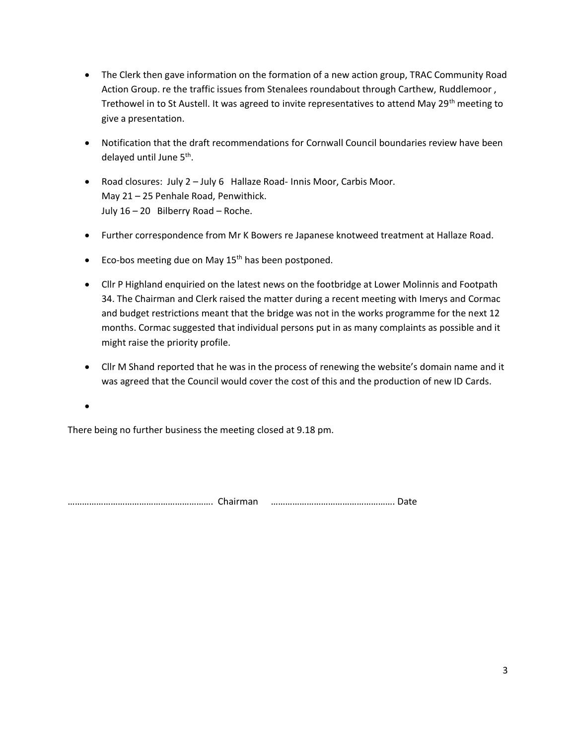- The Clerk then gave information on the formation of a new action group, TRAC Community Road Action Group. re the traffic issues from Stenalees roundabout through Carthew, Ruddlemoor , Trethowel in to St Austell. It was agreed to invite representatives to attend May 29th meeting to give a presentation.

- Notification that the draft recommendations for Cornwall Council boundaries review have been delayed until June 5th.

- Road closures: July 2 – July 6 Hallaze Road- Innis Moor, Carbis Moor.
  May 21 – 25 Penhale Road, Penwithick.
  July 16 – 20 Bilberry Road – Roche.

- Further correspondence from Mr K Bowers re Japanese knotweed treatment at Hallaze Road.

- Eco-bos meeting due on May 15th has been postponed.

- Cllr P Highland enquiried on the latest news on the footbridge at Lower Molinnis and Footpath 34. The Chairman and Clerk raised the matter during a recent meeting with Imerys and Cormac and budget restrictions meant that the bridge was not in the works programme for the next 12 months. Cormac suggested that individual persons put in as many complaints as possible and it might raise the priority profile.

- Cllr M Shand reported that he was in the process of renewing the website's domain name and it was agreed that the Council would cover the cost of this and the production of new ID Cards.

- 

There being no further business the meeting closed at 9.18 pm.

……………………………………………………. Chairman ……………………………………………. Date